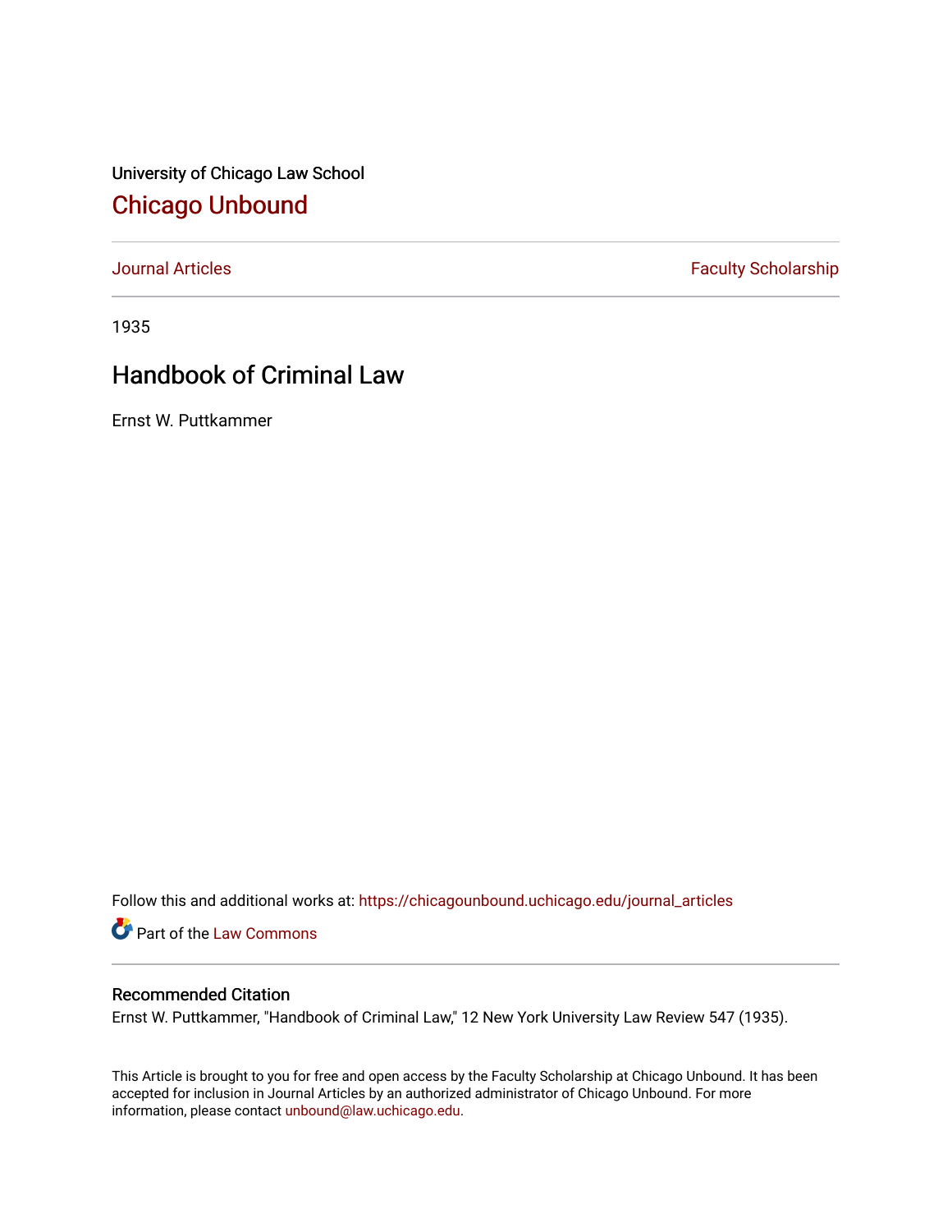University of Chicago Law School

# Chicago Unbound

Journal Articles | Faculty Scholarship

1935

## Handbook of Criminal Law

Ernst W. Puttkammer

Follow this and additional works at: https://chicagounbound.uchicago.edu/journal_articles

Part of the Law Commons

### Recommended Citation

Ernst W. Puttkammer, "Handbook of Criminal Law," 12 New York University Law Review 547 (1935).

This Article is brought to you for free and open access by the Faculty Scholarship at Chicago Unbound. It has been accepted for inclusion in Journal Articles by an authorized administrator of Chicago Unbound. For more information, please contact unbound@law.uchicago.edu.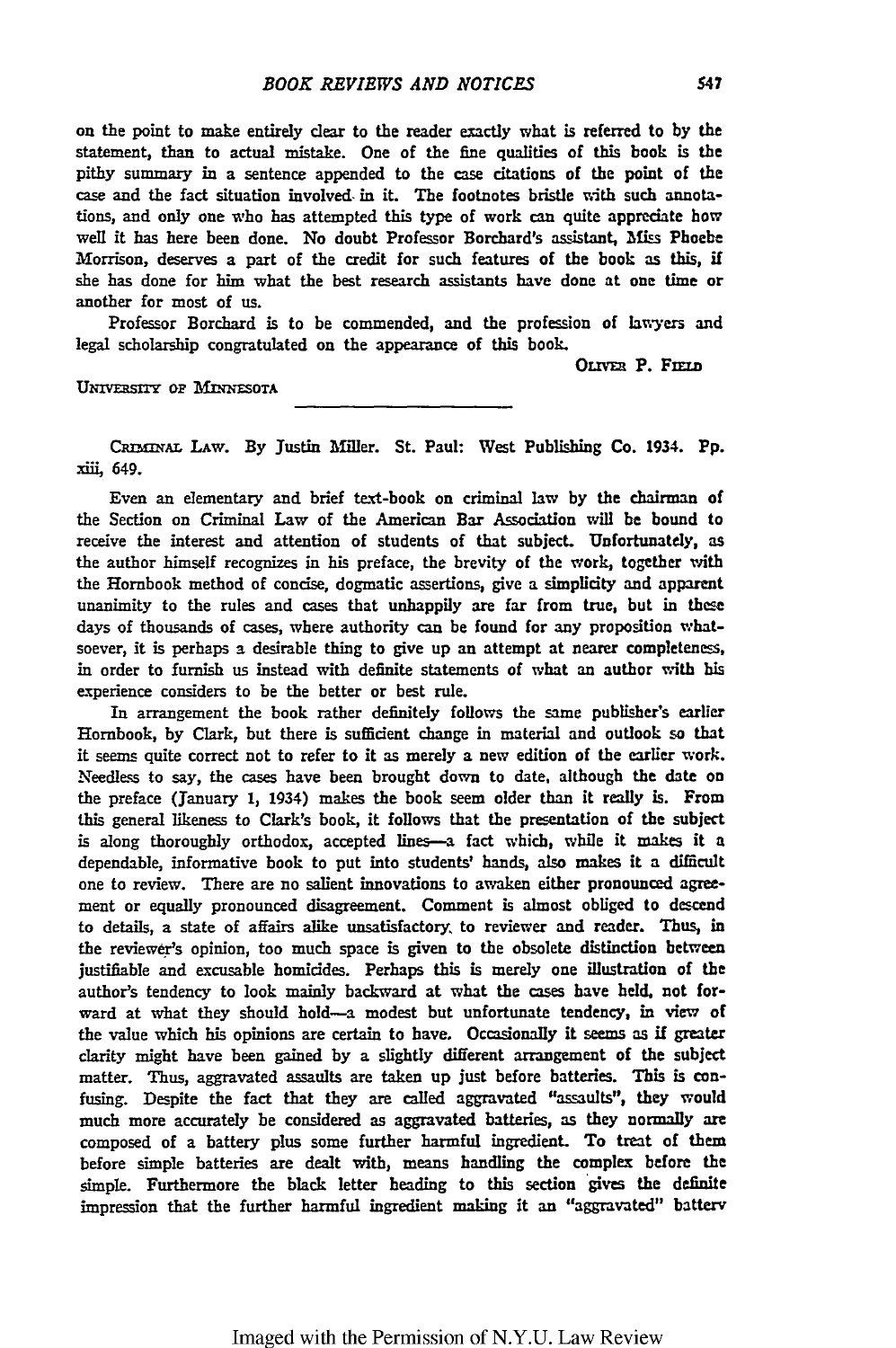on the point to make entirely clear to the reader exactly what is referred to by the statement, than to actual mistake. One of the fine qualities of this book is the pithy summary in a sentence appended to the case citations of the point of the case and the fact situation involved in it. The footnotes bristle with such annotations, and only one who has attempted this type of work can quite appreciate how well it has here been done. No doubt Professor Borchard's assistant, Miss Phoebe Morrison, deserves a part of the credit for such features of the book as this, if she has done for him what the best research assistants have done at one time or another for most of us.

Professor Borchard is to be commended, and the profession of lawyers and legal scholarship congratulated on the appearance of this book.

OLIVER P. FIELD

UNIVERSITY OF MINNESOTA

---

CRIMINAL LAW. By Justin Miller. St. Paul: West Publishing Co. 1934. Pp. xiii, 649.

Even an elementary and brief text-book on criminal law by the chairman of the Section on Criminal Law of the American Bar Association will be bound to receive the interest and attention of students of that subject. Unfortunately, as the author himself recognizes in his preface, the brevity of the work, together with the Hornbook method of concise, dogmatic assertions, give a simplicity and apparent unanimity to the rules and cases that unhappily are far from true, but in these days of thousands of cases, where authority can be found for any proposition whatsoever, it is perhaps a desirable thing to give up an attempt at nearer completeness, in order to furnish us instead with definite statements of what an author with his experience considers to be the better or best rule.

In arrangement the book rather definitely follows the same publisher's earlier Hornbook, by Clark, but there is sufficient change in material and outlook so that it seems quite correct not to refer to it as merely a new edition of the earlier work. Needless to say, the cases have been brought down to date, although the date on the preface (January 1, 1934) makes the book seem older than it really is. From this general likeness to Clark's book, it follows that the presentation of the subject is along thoroughly orthodox, accepted lines—a fact which, while it makes it a dependable, informative book to put into students' hands, also makes it a difficult one to review. There are no salient innovations to awaken either pronounced agreement or equally pronounced disagreement. Comment is almost obliged to descend to details, a state of affairs alike unsatisfactory to reviewer and reader. Thus, in the reviewer's opinion, too much space is given to the obsolete distinction between justifiable and excusable homicides. Perhaps this is merely one illustration of the author's tendency to look mainly backward at what the cases have held, not forward at what they should hold—a modest but unfortunate tendency, in view of the value which his opinions are certain to have. Occasionally it seems as if greater clarity might have been gained by a slightly different arrangement of the subject matter. Thus, aggravated assaults are taken up just before batteries. This is confusing. Despite the fact that they are called aggravated "assaults", they would much more accurately be considered as aggravated batteries, as they normally are composed of a battery plus some further harmful ingredient. To treat of them before simple batteries are dealt with, means handling the complex before the simple. Furthermore the black letter heading to this section gives the definite impression that the further harmful ingredient making it an "aggravated" battery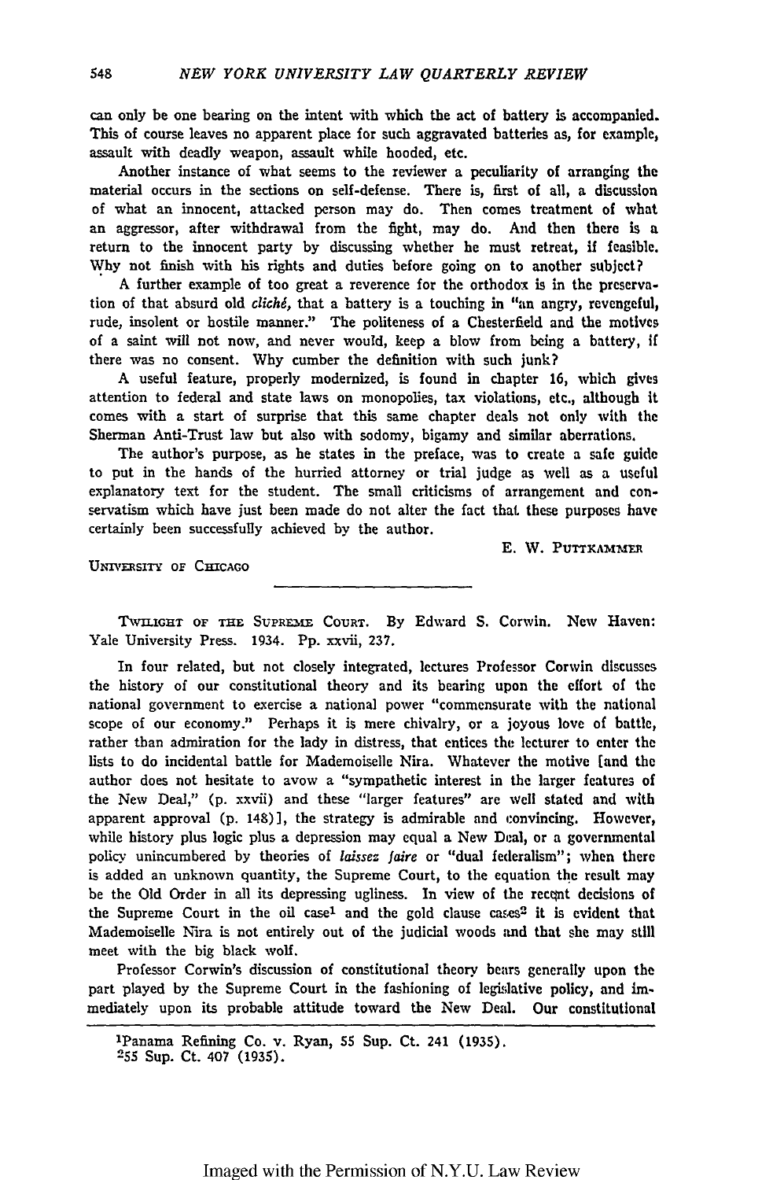can only be one bearing on the intent with which the act of battery is accompanied. This of course leaves no apparent place for such aggravated batteries as, for example, assault with deadly weapon, assault while hooded, etc.

Another instance of what seems to the reviewer a peculiarity of arranging the material occurs in the sections on self-defense. There is, first of all, a discussion of what an innocent, attacked person may do. Then comes treatment of what an aggressor, after withdrawal from the fight, may do. And then there is a return to the innocent party by discussing whether he must retreat, if feasible. Why not finish with his rights and duties before going on to another subject?

A further example of too great a reverence for the orthodox is in the preservation of that absurd old *cliché*, that a battery is a touching in "an angry, revengeful, rude, insolent or hostile manner." The politeness of a Chesterfield and the motives of a saint will not now, and never would, keep a blow from being a battery, if there was no consent. Why cumber the definition with such junk?

A useful feature, properly modernized, is found in chapter 16, which gives attention to federal and state laws on monopolies, tax violations, etc., although it comes with a start of surprise that this same chapter deals not only with the Sherman Anti-Trust law but also with sodomy, bigamy and similar aberrations.

The author's purpose, as he states in the preface, was to create a safe guide to put in the hands of the hurried attorney or trial judge as well as a useful explanatory text for the student. The small criticisms of arrangement and conservatism which have just been made do not alter the fact that these purposes have certainly been successfully achieved by the author.

E. W. PUTTKAMMER

UNIVERSITY OF CHICAGO

---

TWILIGHT OF THE SUPREME COURT. By Edward S. Corwin. New Haven: Yale University Press. 1934. Pp. xxvii, 237.

In four related, but not closely integrated, lectures Professor Corwin discusses the history of our constitutional theory and its bearing upon the effort of the national government to exercise a national power "commensurate with the national scope of our economy." Perhaps it is mere chivalry, or a joyous love of battle, rather than admiration for the lady in distress, that entices the lecturer to enter the lists to do incidental battle for Mademoiselle Nira. Whatever the motive [and the author does not hesitate to avow a "sympathetic interest in the larger features of the New Deal," (p. xxvii) and these "larger features" are well stated and with apparent approval (p. 148)], the strategy is admirable and convincing. However, while history plus logic plus a depression may equal a New Deal, or a governmental policy unincumbered by theories of *laissez faire* or "dual federalism"; when there is added an unknown quantity, the Supreme Court, to the equation the result may be the Old Order in all its depressing ugliness. In view of the recent decisions of the Supreme Court in the oil case[1] and the gold clause cases[2] it is evident that Mademoiselle Nira is not entirely out of the judicial woods and that she may still meet with the big black wolf.

Professor Corwin's discussion of constitutional theory bears generally upon the part played by the Supreme Court in the fashioning of legislative policy, and immediately upon its probable attitude toward the New Deal. Our constitutional

---

[1]Panama Refining Co. v. Ryan, 55 Sup. Ct. 241 (1935).

[2]55 Sup. Ct. 407 (1935).